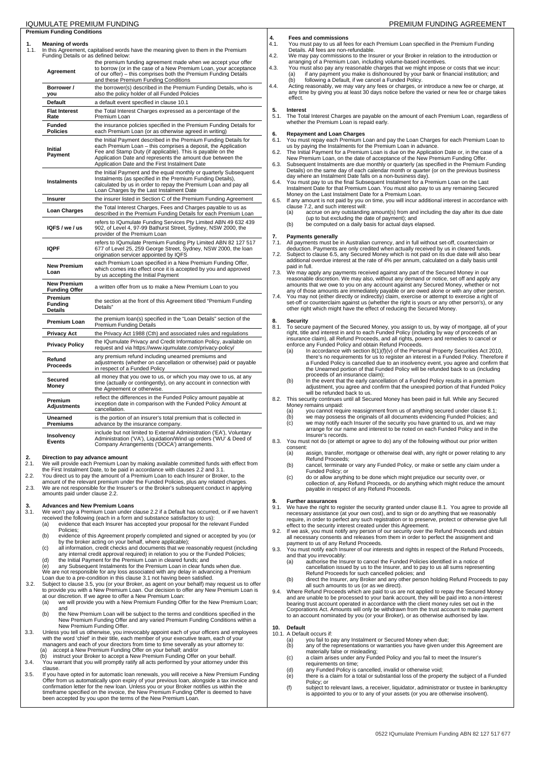## Premium Funding Conditions

### 1. Meaning of words

1.1. In this Agreement, capitalised words have the meaning given to them in the Premium Funding Details or as defined below:

| Term | Meaning |
|---|---|
| **Agreement** | the premium funding agreement made when we accept your offer to borrow (or in the case of a New Premium Loan, your acceptance of our offer) – this comprises both the Premium Funding Details and these Premium Funding Conditions |
| **Borrower / you** | the borrower(s) described in the Premium Funding Details, who is also the policy holder of all Funded Policies |
| **Default** | a default event specified in clause 10.1 |
| **Flat Interest Rate** | the Total Interest Charges expressed as a percentage of the Premium Loan |
| **Funded Policies** | the insurance policies specified in the Premium Funding Details for each Premium Loan (or as otherwise agreed in writing) |
| **Initial Payment** | the Initial Payment described in the Premium Funding Details for each Premium Loan – this comprises a deposit, the Application Fee and Stamp Duty (if applicable). This is payable on the Application Date and represents the amount due between the Application Date and the First Instalment Date |
| **Instalments** | the Initial Payment and the equal monthly or quarterly Subsequent Instalments (as specified in the Premium Funding Details), calculated by us in order to repay the Premium Loan and pay all Loan Charges by the Last Instalment Date |
| **Insurer** | the insurer listed in Section C of the Premium Funding Agreement |
| **Loan Charges** | the Total Interest Charges, Fees and Charges payable to us as described in the Premium Funding Details for each Premium Loan |
| **IQFS / we / us** | refers to IQumulate Funding Services Pty Limited ABN 49 632 439 902, of Level 4, 97-99 Bathurst Street, Sydney, NSW 2000, the provider of the Premium Loan |
| **IQPF** | refers to IQumulate Premium Funding Pty Limited ABN 82 127 517 677 of Level 25, 259 George Street, Sydney, NSW 2000, the loan origination servicer appointed by IQFS |
| **New Premium Loan** | each Premium Loan specified in a New Premium Funding Offer, which comes into effect once it is accepted by you and approved by us accepting the Initial Payment |
| **New Premium Funding Offer** | a written offer from us to make a New Premium Loan to you |
| **Premium Funding Details** | the section at the front of this Agreement titled "Premium Funding Details" |
| **Premium Loan** | the premium loan(s) specified in the "Loan Details" section of the Premium Funding Details |
| **Privacy Act** | the Privacy Act 1988 (Cth) and associated rules and regulations |
| **Privacy Policy** | the IQumulate Privacy and Credit Information Policy, available on request and via https://www.iqumulate.com/privacy-policy/ |
| **Refund Proceeds** | any premium refund including unearned premiums and adjustments (whether on cancellation or otherwise) paid or payable in respect of a Funded Policy |
| **Secured Money** | all money that you owe to us, or which you may owe to us, at any time (actually or contingently), on any account in connection with the Agreement or otherwise. |
| **Premium Adjustments** | reflect the differences in the Funded Policy amount payable at inception date in comparison with the Funded Policy Amount at cancellation. |
| **Unearned Premiums** | is the portion of an insurer's total premium that is collected in advance by the insurance company. |
| **Insolvency Events** | include but not limited to External Administration ('EA'), Voluntary Administration ('VA'), Liquidation/Wind up orders ('WU' & Deed of Company Arrangements ('DOCA') arrangements. |

### 2. Direction to pay advance amount

2.1. We will provide each Premium Loan by making available committed funds with effect from the First Instalment Date, to be paid in accordance with clauses 2.2 and 3.1.

2.2. You direct us to pay the amount of a Premium Loan to each Insurer or Broker, to the amount of the relevant premium under the Funded Policies, plus any related charges.

2.3. We are not responsible for the Insurer's or the Broker's subsequent conduct in applying amounts paid under clause 2.2.

### 3. Advances and New Premium Loans

3.1. We won't pay a Premium Loan under clause 2.2 if a Default has occurred, or if we haven't received the following (each in a form and substance satisfactory to us):
   (a) evidence that each Insurer has accepted your proposal for the relevant Funded Policies;
   (b) evidence of this Agreement properly completed and signed or accepted by you (or by the broker acting on your behalf, where applicable);
   (c) all information, credit checks and documents that we reasonably request (including any internal credit approval required) in relation to you or the Funded Policies;
   (d) the Initial Payment for the Premium Loan in cleared funds; and
   (e) any Subsequent Instalments for the Premium Loan in clear funds when due.
   We are not responsible for any loss associated with any delay in advancing a Premium Loan due to a pre-condition in this clause 3.1 not having been satisfied.

3.2. Subject to clause 3.5, you (or your Broker, as agent on your behalf) may request us to offer to provide you with a New Premium Loan. Our decision to offer any New Premium Loan is at our discretion. If we agree to offer a New Premium Loan:
   (a) we will provide you with a New Premium Funding Offer for the New Premium Loan; and
   (b) the New Premium Loan will be subject to the terms and conditions specified in the New Premium Funding Offer and any varied Premium Funding Conditions within a New Premium Funding Offer.

3.3. Unless you tell us otherwise, you irrevocably appoint each of your officers and employees with the word 'chief' in their title, each member of your executive team, each of your managers and each of your directors from time to time severally as your attorney to:
   (a) accept a New Premium Funding Offer on your behalf; and/or
   (b) instruct your Broker to accept a New Premium Funding Offer on your behalf.

3.4. You warrant that you will promptly ratify all acts performed by your attorney under this clause.

3.5. If you have opted in for automatic loan renewals, you will receive a New Premium Funding Offer from us automatically upon expiry of your previous loan, alongside a tax invoice and confirmation letter for the new loan. Unless you or your Broker notifies us within the timeframe specified on the invoice, the New Premium Funding Offer is deemed to have been accepted by you upon the terms of the New Premium Loan.

### 4. Fees and commissions

4.1. You must pay to us all fees for each Premium Loan specified in the Premium Funding Details. All fees are non-refundable.

4.2. We may pay commissions to the Insurer or your Broker in relation to the introduction or arranging of a Premium Loan, including volume-based incentives.

4.3. You must also pay any reasonable charges that we might impose or costs that we incur:
   (a) if any payment you make is dishonoured by your bank or financial institution; and
   (b) following a Default, if we cancel a Funded Policy.

4.4. Acting reasonably, we may vary any fees or charges, or introduce a new fee or charge, at any time by giving you at least 30 days notice before the varied or new fee or charge takes effect.

### 5. Interest

5.1. The Total Interest Charges are payable on the amount of each Premium Loan, regardless of whether the Premium Loan is repaid early.

### 6. Repayment and Loan Charges

6.1. You must repay each Premium Loan and pay the Loan Charges for each Premium Loan to us by paying the Instalments for the Premium Loan in advance.

6.2. The Initial Payment for a Premium Loan is due on the Application Date or, in the case of a New Premium Loan, on the date of acceptance of the New Premium Funding Offer.

6.3. Subsequent Instalments are due monthly or quarterly (as specified in the Premium Funding Details) on the same day of each calendar month or quarter (or on the previous business day where an Instalment Date falls on a non-business day).

6.4. You must pay to us the final Subsequent Instalment for a Premium Loan on the Last Instalment Date for that Premium Loan. You must also pay to us any remaining Secured Money on the Last Instalment Date for a Premium Loan.

6.5. If any amount is not paid by you on time, you will incur additional interest in accordance with clause 7.2, and such interest will:
   (a) accrue on any outstanding amount(s) from and including the day after its due date (up to but excluding the date of payment); and
   (b) be computed on a daily basis for actual days elapsed.

### 7. Payments generally

7.1. All payments must be in Australian currency, and in full without set-off, counterclaim or deduction. Payments are only credited when actually received by us in cleared funds.

7.2. Subject to clause 6.5, any Secured Money which is not paid on its due date will also bear additional overdue interest at the rate of 4% per annum, calculated on a daily basis until paid in full.

7.3. We may apply any payments received against any part of the Secured Money in our reasonable discretion. We may also, without any demand or notice, set off and apply any amounts that we owe to you on any account against any Secured Money, whether or not any of those amounts are immediately payable or are owed alone or with any other person.

7.4. You may not (either directly or indirectly) claim, exercise or attempt to exercise a right of set-off or counterclaim against us (whether the right is yours or any other person's), or any other right which might have the effect of reducing the Secured Money.

### 8. Security

8.1. To secure payment of the Secured Money, you assign to us, by way of mortgage, all of your right, title and interest in and to each Funded Policy (including by way of proceeds of an insurance claim), all Refund Proceeds, and all rights, powers and remedies to cancel or enforce any Funded Policy and obtain Refund Proceeds.
   (a) In accordance with section 8(1)(f)(v) of the Personal Property Securities Act 2010, there's no requirements for us to register an interest in a Funded Policy. Therefore if a Funded Policy is cancelled due to an insolvency event, you agree and confirm that the Unearned portion of that Funded Policy will be refunded back to us (including proceeds of an insurance claim);
   (b) In the event that the early cancellation of a Funded Policy results in a premium adjustment, you agree and confirm that the unexpired portion of that Funded Policy will be refunded back to us.

8.2. This security continues until all Secured Money has been paid in full. While any Secured Money remains unpaid:
   (a) you cannot require reassignment from us of anything secured under clause 8.1;
   (b) we may possess the originals of all documents evidencing Funded Policies; and
   (c) we may notify each Insurer of the security you have granted to us, and we may arrange for our name and interest to be noted on each Funded Policy and in the Insurer's records.

8.3. You must not do (or attempt or agree to do) any of the following without our prior written consent:
   (a) assign, transfer, mortgage or otherwise deal with, any right or power relating to any Refund Proceeds;
   (b) cancel, terminate or vary any Funded Policy, or make or settle any claim under a Funded Policy; or
   (c) do or allow anything to be done which might prejudice our security over, or collection of, any Refund Proceeds, or do anything which might reduce the amount payable in respect of any Refund Proceeds.

### 9. Further assurances

9.1. We have the right to register the security granted under clause 8.1. You agree to provide all necessary assistance (at your own cost), and to sign or do anything that we reasonably require, in order to perfect any such registration or to preserve, protect or otherwise give full effect to the security interest created under this Agreement.

9.2. If we ask, you must notify any person of our security over the Refund Proceeds and obtain all necessary consents and releases from them in order to perfect the assignment and payment to us of any Refund Proceeds.

9.3. You must notify each Insurer of our interests and rights in respect of the Refund Proceeds, and that you irrevocably:
   (a) authorise the Insurer to cancel the Funded Policies identified in a notice of cancellation issued by us to the Insurer, and to pay to us all sums representing Refund Proceeds for such cancelled policies; and
   (b) direct the Insurer, any Broker and any other person holding Refund Proceeds to pay all such amounts to us (or as we direct).

9.4. Where Refund Proceeds which are paid to us are not applied to repay the Secured Money and are unable to be processed to your bank account, they will be paid into a non-interest bearing trust account operated in accordance with the client money rules set out in the Corporations Act. Amounts will only be withdrawn from the trust account to make payment to an account nominated by you (or your Broker), or as otherwise authorised by law.

### 10. Default

10.1. A Default occurs if:
   (a) you fail to pay any Instalment or Secured Money when due;
   (b) any of the representations or warranties you have given under this Agreement are materially false or misleading;
   (c) a claim arises under any Funded Policy and you fail to meet the Insurer's requirements on time;
   (d) any Funded Policy is cancelled, invalid or otherwise void;
   (e) there is a claim for a total or substantial loss of the property the subject of a Funded Policy; or
   (f) subject to relevant laws, a receiver, liquidator, administrator or trustee in bankruptcy is appointed to you or to any of your assets (or you are otherwise insolvent).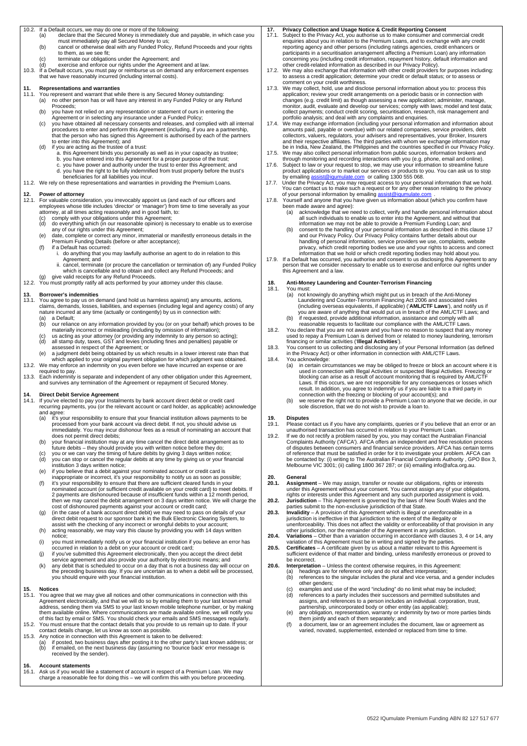10.2. If a Default occurs, we may do one or more of the following:

(a) declare that the Secured Money is immediately due and payable, in which case you must immediately pay all Secured Money to us;

(b) cancel or otherwise deal with any Funded Policy, Refund Proceeds and your rights to them, as we see fit;

(c) terminate our obligations under the Agreement; and

(d) exercise and enforce our rights under the Agreement and at law.

10.3. If a Default occurs, you must pay or reimburse us on demand any enforcement expenses that we have reasonably incurred (including internal costs).

## 11. Representations and warranties

11.1. You represent and warrant that while there is any Secured Money outstanding:

(a) no other person has or will have any interest in any Funded Policy or any Refund Proceeds;

(b) you have not relied on any representation or statement of ours in entering the Agreement or in selecting any insurance under a Funded Policy;

(c) you have obtained all necessary consents and releases, and complied with all internal procedures to enter and perform this Agreement (including, if you are a partnership, that the person who has signed this Agreement is authorised by each of the partners to enter into this Agreement); and

(d) if you are acting as the trustee of a trust:

a. this Agreement binds you personally as well as in your capacity as trustee;

b. you have entered into this Agreement for a proper purpose of the trust;

c. you have power and authority under the trust to enter this Agreement; and

d. you have the right to be fully indemnified from trust property before the trust's beneficiaries for all liabilities you incur.

11.2. We rely on these representations and warranties in providing the Premium Loans.

## 12. Power of attorney

12.1. For valuable consideration, you irrevocably appoint us (and each of our officers and employees whose title includes 'director' or 'manager') from time to time severally as your attorney, at all times acting reasonably and in good faith, to:

(c) comply with your obligations under this Agreement;

(d) do everything which (in our reasonable opinion) is necessary to enable us to exercise any of our rights under this Agreement;

(e) date, complete or correct any minor, immaterial or manifestly erroneous details in the Premium Funding Details (before or after acceptance);

(f) if a Default has occurred:

i. do anything that you may lawfully authorise an agent to do in relation to this Agreement; and

ii. cancel, terminate (or procure the cancellation or termination of) any Funded Policy which is cancellable and to obtain and collect any Refund Proceeds; and

(g) give valid receipts for any Refund Proceeds.

12.2. You must promptly ratify all acts performed by your attorney under this clause.

## 13. Borrower's indemnities

13.1. You agree to pay us on demand (and hold us harmless against) any amounts, actions, claims, demands, losses, liabilities, and expenses (including legal and agency costs) of any nature incurred at any time (actually or contingently) by us in connection with:

(a) a Default;

(b) our reliance on any information provided by you (or on your behalf) which proves to be materially incorrect or misleading (including by omission of information);

(c) us acting as your attorney (or providing any indemnity to any person so acting);

(d) all stamp duty, taxes, GST and levies (including fines and penalties) payable or assessed in respect of the Agreement; or

(e) a judgment debt being obtained by us which results in a lower interest rate than that which applied to your original payment obligation for which judgment was obtained.

13.2. We may enforce an indemnity on you even before we have incurred an expense or are required to pay.

13.3. Each indemnity is separate and independent of any other obligation under this Agreement, and survives any termination of the Agreement or repayment of Secured Money.

## 14. Direct Debit Service Agreement

14.1. If you've elected to pay your Instalments by bank account direct debit or credit card recurring payments, you (or the relevant account or card holder, as applicable) acknowledge and agree:

(a) it's your responsibility to ensure that your financial institution allows payments to be processed from your bank account via direct debit. If not, you should advise us immediately. You may incur dishonour fees as a result of nominating an account that does not permit direct debits;

(b) your financial institution may at any time cancel the direct debit arrangement as to future debits – they should provide you with written notice before they do;

(c) you or we can vary the timing of future debits by giving 3 days written notice;

(d) you can stop or cancel the regular debits at any time by giving us or your financial institution 3 days written notice;

(e) if you believe that a debit against your nominated account or credit card is inappropriate or incorrect, it's your responsibility to notify us as soon as possible;

(f) it's your responsibility to ensure that there are sufficient cleared funds in your nominated account (or sufficient credit available on your credit card) to meet debits. If 2 payments are dishonoured because of insufficient funds within a 12 month period, then we may cancel the debit arrangement on 3 days written notice. We will charge the cost of dishonoured payments against your account or credit card;

(g) (in the case of a bank account direct debit) we may need to pass on details of your direct debit request to our sponsor bank in the Bulk Electronic Clearing System, to assist with the checking of any incorrect or wrongful debits to your account;

(h) acting reasonably, we may vary this clause by providing you with 14 days written notice;

(i) you must immediately notify us or your financial institution if you believe an error has occurred in relation to a debit on your account or credit card;

(j) if you've submitted this Agreement electronically, then you accept the direct debit service agreement and also provide your authority by electronic means; and

(k) any debit that is scheduled to occur on a day that is not a business day will occur on the preceding business day. If you are uncertain as to when a debit will be processed, you should enquire with your financial institution.

## 15. Notices

15.1. You agree that we may give all notices and other communications in connection with this Agreement electronically, and that we will do so by emailing them to your last known email address, sending them via SMS to your last known mobile telephone number, or by making them available online. Where communications are made available online, we will notify you of this fact by email or SMS. You should check your emails and SMS messages regularly.

15.2. You must ensure that the contact details that you provide to us remain up to date. If your contact details change, let us know as soon as possible.

15.3. Any notice in connection with this Agreement is taken to be delivered:

(a) if posted, two business days after posting it to the other party's last known address; or

(b) if emailed, on the next business day (assuming no 'bounce back' error message is received by the sender).

## 16. Account statements

16.1. Ask us if you would like a statement of account in respect of a Premium Loan. We may charge a reasonable fee for doing this – we will confirm this with you before proceeding.

## 17. Privacy Collection and Usage Notice & Credit Reporting Consent

17.1. Subject to the Privacy Act, you authorise us to make consumer and commercial credit enquiries about you in relation to the Premium Loans, and to exchange with any credit reporting agency and other persons (including ratings agencies, credit enhancers or participants in a securitisation arrangement affecting a Premium Loan) any information concerning you (including credit information, repayment history, default information and other credit-related information as described in our Privacy Policy).

17.2. We may also exchange that information with other credit providers for purposes including: to assess a credit application; determine your credit or default status; or to assess or comment on your credit worthiness.

17.3. We may collect, hold, use and disclose personal information about you to: process this application; review your credit arrangements on a periodic basis or in connection with changes (e.g. credit limit) as though assessing a new application; administer, manage, monitor, audit, evaluate and develop our services; comply with laws; model and test data; collect payments; conduct credit scoring, securitisation, research, risk management and portfolio analysis; and deal with any complaints and enquiries.

17.4. We may exchange information (including your personal information and information about amounts paid, payable or overdue) with our related companies, service providers, debt collectors, valuers, regulators, your advisers and representatives, your Broker, Insurers and their respective affiliates. The third parties with whom we exchange information may be in India, New Zealand, the Philippines and the countries specified in our Privacy Policy.

17.5. We may also collect personal information from public sources, information brokers and through monitoring and recording interactions with you (e.g. phone, email and online).

17.6. Subject to law or your request to stop, we may use your information to streamline future product applications or to market our services or products to you. You can ask us to stop by emailing assist@iqumulate.com or calling 1300 555 068.

17.7. Under the Privacy Act, you may request access to your personal information that we hold. You can contact us to make such a request or for any other reason relating to the privacy of your personal information by emailing assist@iqumulate.com .

17.8. Yourself and anyone that you have given us information about (which you confirm have been made aware and agree):

(a) acknowledge that we need to collect, verify and handle personal information about all such individuals to enable us to enter into the Agreement, and without that information we may not be able to provide a Premium Funding Loan; and

(b) consent to the handling of your personal information as described in this clause 17 and our Privacy Policy. Our Privacy Policy contains further details about our handling of personal information, service providers we use, complaints, website privacy, which credit reporting bodies we use and your rights to access and correct information that we hold or which credit reporting bodies may hold about you.

17.9. If a Default has occurred, you authorise and consent to us disclosing this Agreement to any person that we consider necessary to enable us to exercise and enforce our rights under this Agreement and a law.

## 18. Anti-Money Laundering and Counter-Terrorism Financing

18.1. You must:

(a) not knowingly do anything which might put us in breach of the Anti-Money Laundering and Counter-Terrorism Financing Act 2006 and associated rules (including overseas equivalents, if applicable) ('**AML/CTF Laws**'), and notify us if you are aware of anything that would put us in breach of the AML/CTF Laws; and

(b) if requested, provide additional information, assistance and comply with all reasonable requests to facilitate our compliance with the AML/CTF Laws.

18.2. You declare that you are not aware and you have no reason to suspect that any money used to repay a Premium Loan is derived from or related to money laundering, terrorism financing or similar activities ('**Illegal Activities**').

18.3. You consent to us collecting and disclosing any of your Personal Information (as defined in the Privacy Act) or other information in connection with AML/CTF Laws.

18.4. You acknowledge:

(a) in certain circumstances we may be obliged to freeze or block an account where it is used in connection with Illegal Activities or suspected Illegal Activities. Freezing or blocking can arise as a result of account monitoring that is required by AML/CTF Laws. If this occurs, we are not responsible for any consequences or losses which result. In addition, you agree to indemnify us if you are liable to a third party in connection with the freezing or blocking of your account(s); and

(b) we reserve the right not to provide a Premium Loan to anyone that we decide, in our sole discretion, that we do not wish to provide a loan to.

## 19. Disputes

19.1. Please contact us if you have any complaints, queries or if you believe that an error or an unauthorised transaction has occurred in relation to your Premium Loan.

19.2. If we do not rectify a problem raised by you, you may contact the Australian Financial Complaints Authority ('AFCA'). AFCA offers an independent and free resolution process of disputes between consumers and financial service providers. AFCA has certain terms of reference that must be satisfied in order for it to investigate your problem. AFCA can be contacted by: (i) writing to The Australian Financial Complaints Authority , GPO Box 3, Melbourne VIC 3001; (ii) calling 1800 367 287; or (iii) emailing info@afca.org.au.

## 20. General

**20.1. Assignment** – We may assign, transfer or novate our obligations, rights or interests under this Agreement without your consent. You cannot assign any of your obligations, rights or interests under this Agreement and any such purported assignment is void.

**20.2. Jurisdiction** – This Agreement is governed by the laws of New South Wales and the parties submit to the non-exclusive jurisdiction of that State.

**20.3. Invalidity** – A provision of this Agreement which is illegal or unenforceable in a jurisdiction is ineffective in that jurisdiction to the extent of the illegality or unenforceability. This does not affect the validity or enforceability of that provision in any other jurisdiction, nor the remainder of the Agreement in any jurisdiction.

**20.4. Variations** – Other than a variation occurring in accordance with clauses 3, 4 or 14, any variation of this Agreement must be in writing and signed by the parties.

**20.5. Certificates** – A certificate given by us about a matter relevant to this Agreement is sufficient evidence of that matter and binding, unless manifestly erroneous or proved to be incorrect.

**20.6. Interpretation** – Unless the context otherwise requires, in this Agreement:

(a) headings are for reference only and do not affect interpretation;

(b) references to the singular includes the plural and vice versa, and a gender includes other genders;

(c) examples and use of the word "including" do no limit what may be included;

(d) references to a party includes their successors and permitted substitutes and assigns, and references to a person includes an individual. corporation, trust, partnership, unincorporated body or other entity (as applicable);

(e) any obligation, representation, warranty or indemnity by two or more parties binds them jointly and each of them separately; and

(f) a document, law or an agreement includes the document, law or agreement as varied, novated, supplemented, extended or replaced from time to time.

0522 IQumulate Premium Funding ABN 82 127 517 677